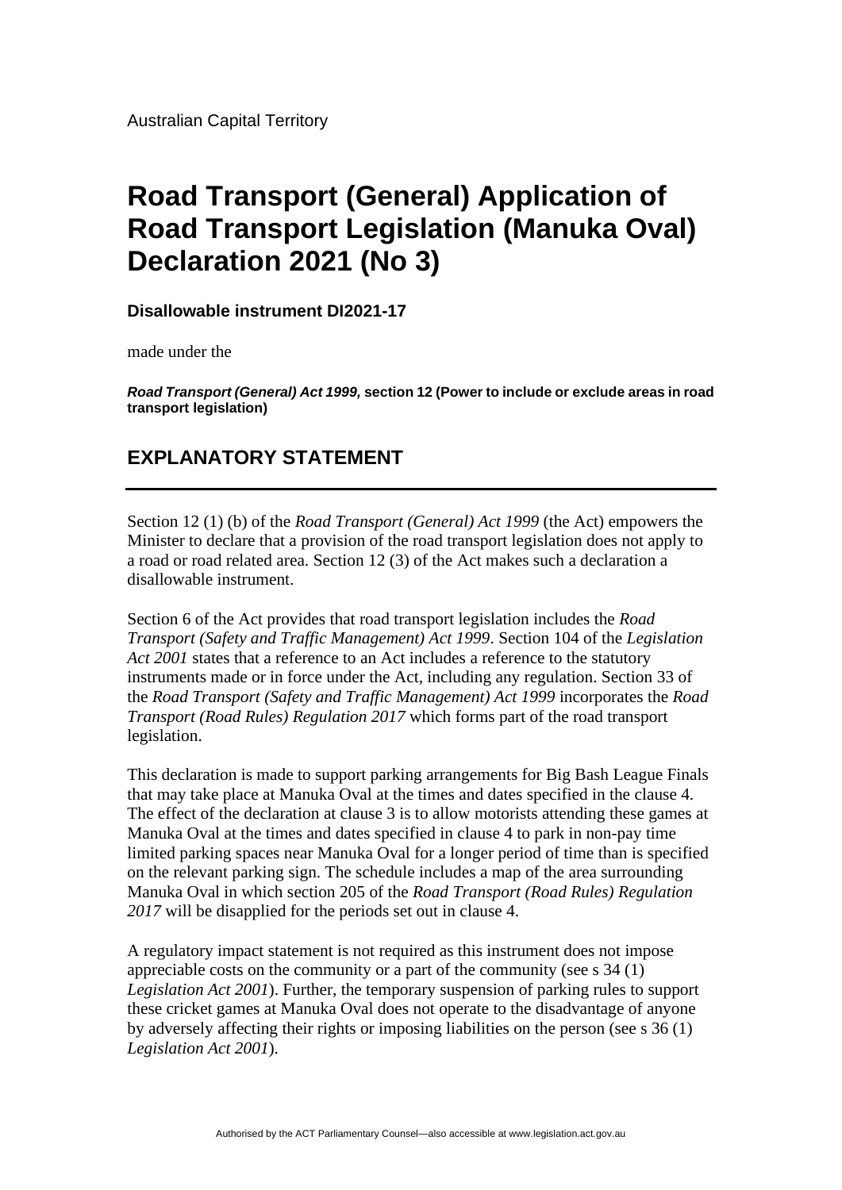Australian Capital Territory

# Road Transport (General) Application of Road Transport Legislation (Manuka Oval) Declaration 2021 (No 3)

**Disallowable instrument DI2021-17**

made under the

***Road Transport (General) Act 1999*, section 12 (Power to include or exclude areas in road transport legislation)**

## EXPLANATORY STATEMENT

---

Section 12 (1) (b) of the *Road Transport (General) Act 1999* (the Act) empowers the Minister to declare that a provision of the road transport legislation does not apply to a road or road related area. Section 12 (3) of the Act makes such a declaration a disallowable instrument.

Section 6 of the Act provides that road transport legislation includes the *Road Transport (Safety and Traffic Management) Act 1999*. Section 104 of the *Legislation Act 2001* states that a reference to an Act includes a reference to the statutory instruments made or in force under the Act, including any regulation. Section 33 of the *Road Transport (Safety and Traffic Management) Act 1999* incorporates the *Road Transport (Road Rules) Regulation 2017* which forms part of the road transport legislation.

This declaration is made to support parking arrangements for Big Bash League Finals that may take place at Manuka Oval at the times and dates specified in the clause 4. The effect of the declaration at clause 3 is to allow motorists attending these games at Manuka Oval at the times and dates specified in clause 4 to park in non-pay time limited parking spaces near Manuka Oval for a longer period of time than is specified on the relevant parking sign. The schedule includes a map of the area surrounding Manuka Oval in which section 205 of the *Road Transport (Road Rules) Regulation 2017* will be disapplied for the periods set out in clause 4.

A regulatory impact statement is not required as this instrument does not impose appreciable costs on the community or a part of the community (see s 34 (1) *Legislation Act 2001*). Further, the temporary suspension of parking rules to support these cricket games at Manuka Oval does not operate to the disadvantage of anyone by adversely affecting their rights or imposing liabilities on the person (see s 36 (1) *Legislation Act 2001*).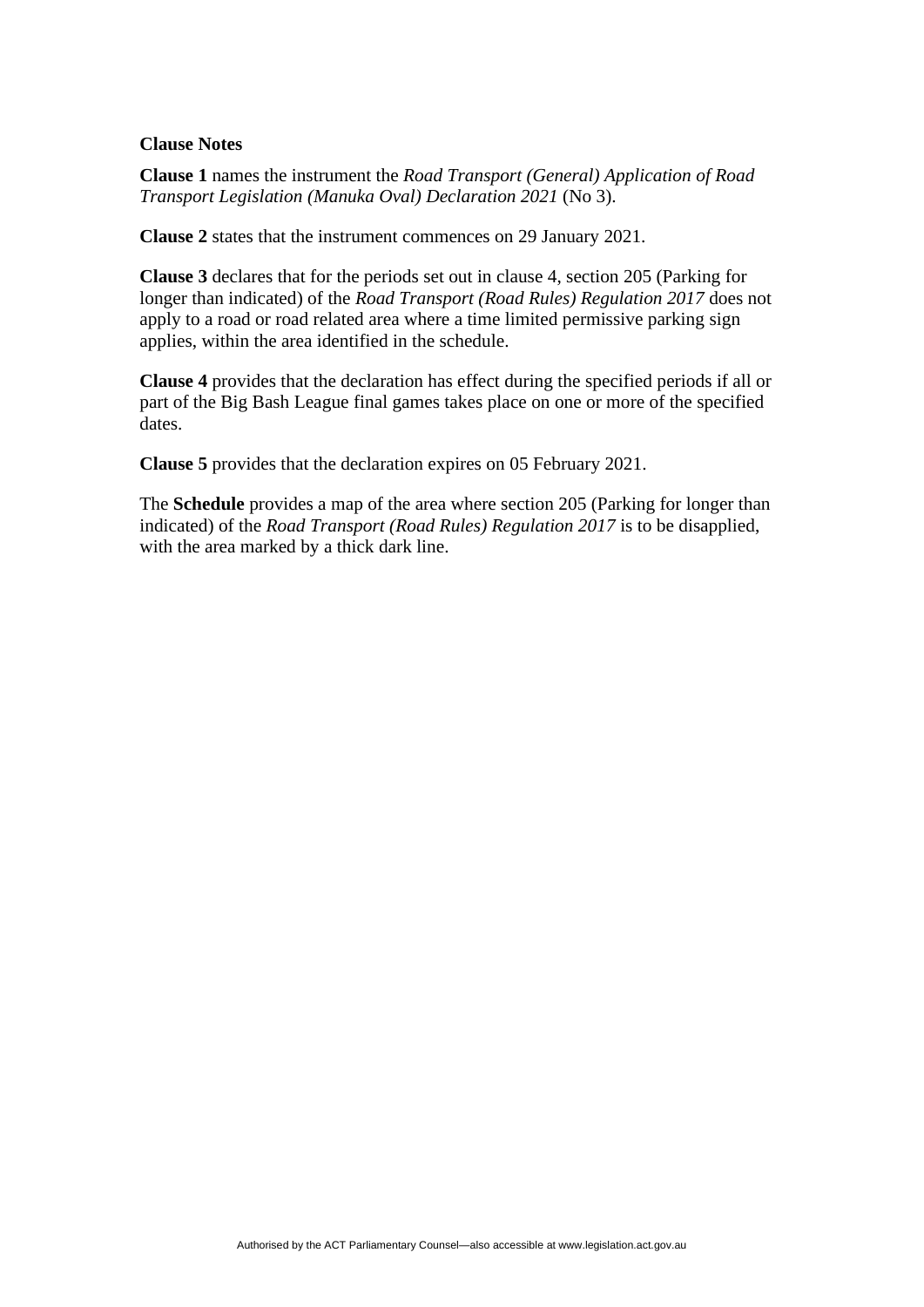**Clause Notes**

**Clause 1** names the instrument the *Road Transport (General) Application of Road Transport Legislation (Manuka Oval) Declaration 2021* (No 3).

**Clause 2** states that the instrument commences on 29 January 2021.

**Clause 3** declares that for the periods set out in clause 4, section 205 (Parking for longer than indicated) of the *Road Transport (Road Rules) Regulation 2017* does not apply to a road or road related area where a time limited permissive parking sign applies, within the area identified in the schedule.

**Clause 4** provides that the declaration has effect during the specified periods if all or part of the Big Bash League final games takes place on one or more of the specified dates.

**Clause 5** provides that the declaration expires on 05 February 2021.

The **Schedule** provides a map of the area where section 205 (Parking for longer than indicated) of the *Road Transport (Road Rules) Regulation 2017* is to be disapplied, with the area marked by a thick dark line.